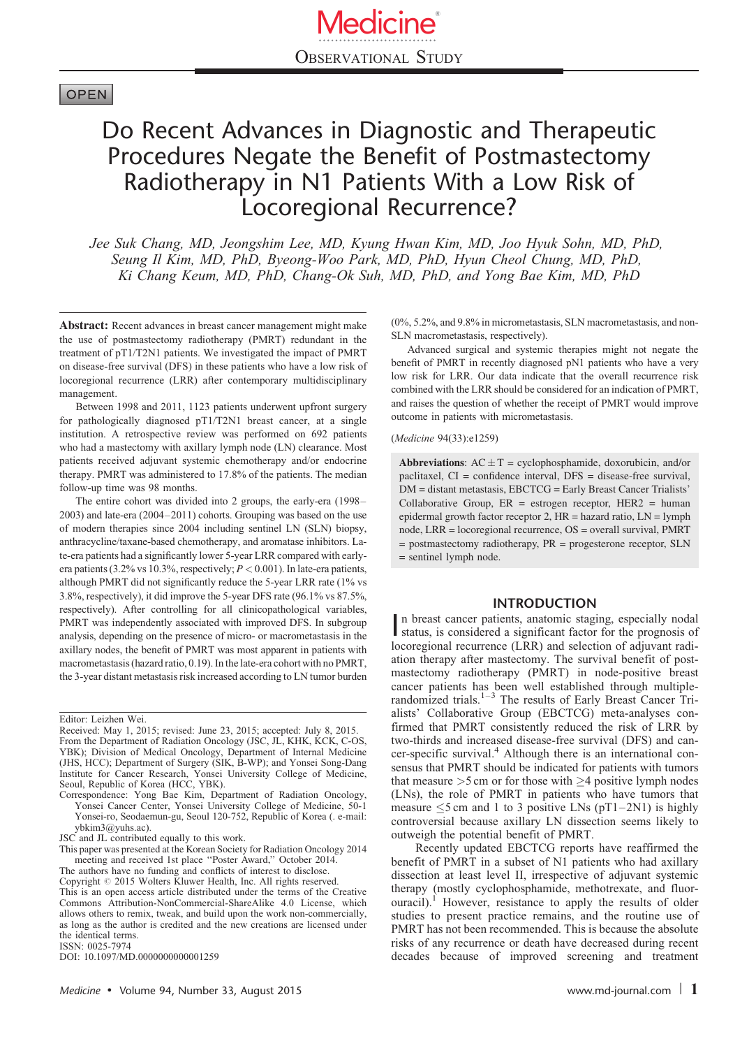Medicine®

OBSERVATIONAL STUDY

OPEN

# Do Recent Advances in Diagnostic and Therapeutic Procedures Negate the Benefit of Postmastectomy Radiotherapy in N1 Patients With a Low Risk of Locoregional Recurrence?

*Jee Suk Chang, MD, Jeongshim Lee, MD, Kyung Hwan Kim, MD, Joo Hyuk Sohn, MD, PhD, Seung Il Kim, MD, PhD, Byeong-Woo Park, MD, PhD, Hyun Cheol Chung, MD, PhD, Ki Chang Keum, MD, PhD, Chang-Ok Suh, MD, PhD, and Yong Bae Kim, MD, PhD*

**Abstract:** Recent advances in breast cancer management might make the use of postmastectomy radiotherapy (PMRT) redundant in the treatment of pT1/T2N1 patients. We investigated the impact of PMRT on disease-free survival (DFS) in these patients who have a low risk of locoregional recurrence (LRR) after contemporary multidisciplinary management.

Between 1998 and 2011, 1123 patients underwent upfront surgery for pathologically diagnosed pT1/T2N1 breast cancer, at a single institution. A retrospective review was performed on 692 patients who had a mastectomy with axillary lymph node (LN) clearance. Most patients received adjuvant systemic chemotherapy and/or endocrine therapy. PMRT was administered to 17.8% of the patients. The median follow-up time was 98 months.

The entire cohort was divided into 2 groups, the early-era (1998–2003) and late-era (2004–2011) cohorts. Grouping was based on the use of modern therapies since 2004 including sentinel LN (SLN) biopsy, anthracycline/taxane-based chemotherapy, and aromatase inhibitors. Late-era patients had a significantly lower 5-year LRR compared with early-era patients (3.2% vs 10.3%, respectively; $P < 0.001$). In late-era patients, although PMRT did not significantly reduce the 5-year LRR rate (1% vs 3.8%, respectively), it did improve the 5-year DFS rate (96.1% vs 87.5%, respectively). After controlling for all clinicopathological variables, PMRT was independently associated with improved DFS. In subgroup analysis, depending on the presence of micro- or macrometastasis in the axillary nodes, the benefit of PMRT was most apparent in patients with macrometastasis (hazard ratio, 0.19). In the late-era cohort with no PMRT, the 3-year distant metastasis risk increased according to LN tumor burden (0%, 5.2%, and 9.8% in micrometastasis, SLN macrometastasis, and non-SLN macrometastasis, respectively).

Advanced surgical and systemic therapies might not negate the benefit of PMRT in recently diagnosed pN1 patients who have a very low risk for LRR. Our data indicate that the overall recurrence risk combined with the LRR should be considered for an indication of PMRT, and raises the question of whether the receipt of PMRT would improve outcome in patients with micrometastasis.

(*Medicine* 94(33):e1259)

**Abbreviations**: AC ± T = cyclophosphamide, doxorubicin, and/or paclitaxel, CI = confidence interval, DFS = disease-free survival, DM = distant metastasis, EBCTCG = Early Breast Cancer Trialists' Collaborative Group, ER = estrogen receptor, HER2 = human epidermal growth factor receptor 2, HR = hazard ratio, LN = lymph node, LRR = locoregional recurrence, OS = overall survival, PMRT = postmastectomy radiotherapy, PR = progesterone receptor, SLN = sentinel lymph node.

Editor: Leizhen Wei.
Received: May 1, 2015; revised: June 23, 2015; accepted: July 8, 2015.
From the Department of Radiation Oncology (JSC, JL, KHK, KCK, C-OS, YBK); Division of Medical Oncology, Department of Internal Medicine (JHS, HCC); Department of Surgery (SIK, B-WP); and Yonsei Song-Dang Institute for Cancer Research, Yonsei University College of Medicine, Seoul, Republic of Korea (HCC, YBK).
Correspondence: Yong Bae Kim, Department of Radiation Oncology, Yonsei Cancer Center, Yonsei University College of Medicine, 50-1 Yonsei-ro, Seodaemun-gu, Seoul 120-752, Republic of Korea (. e-mail: ybkim3@yuhs.ac).
JSC and JL contributed equally to this work.
This paper was presented at the Korean Society for Radiation Oncology 2014 meeting and received 1st place "Poster Award," October 2014.
The authors have no funding and conflicts of interest to disclose.
Copyright © 2015 Wolters Kluwer Health, Inc. All rights reserved.
This is an open access article distributed under the terms of the Creative Commons Attribution-NonCommercial-ShareAlike 4.0 License, which allows others to remix, tweak, and build upon the work non-commercially, as long as the author is credited and the new creations are licensed under the identical terms.
ISSN: 0025-7974
DOI: 10.1097/MD.0000000000001259

## INTRODUCTION

In breast cancer patients, anatomic staging, especially nodal status, is considered a significant factor for the prognosis of locoregional recurrence (LRR) and selection of adjuvant radiation therapy after mastectomy. The survival benefit of postmastectomy radiotherapy (PMRT) in node-positive breast cancer patients has been well established through multiple-randomized trials.[1–3] The results of Early Breast Cancer Trialists' Collaborative Group (EBCTCG) meta-analyses confirmed that PMRT consistently reduced the risk of LRR by two-thirds and increased disease-free survival (DFS) and cancer-specific survival.[4] Although there is an international consensus that PMRT should be indicated for patients with tumors that measure >5 cm or for those with ≥4 positive lymph nodes (LNs), the role of PMRT in patients who have tumors that measure ≤5 cm and 1 to 3 positive LNs (pT1–2N1) is highly controversial because axillary LN dissection seems likely to outweigh the potential benefit of PMRT.

Recently updated EBCTCG reports have reaffirmed the benefit of PMRT in a subset of N1 patients who had axillary dissection at least level II, irrespective of adjuvant systemic therapy (mostly cyclophosphamide, methotrexate, and fluorouracil).[1] However, resistance to apply the results of older studies to present practice remains, and the routine use of PMRT has not been recommended. This is because the absolute risks of any recurrence or death have decreased during recent decades because of improved screening and treatment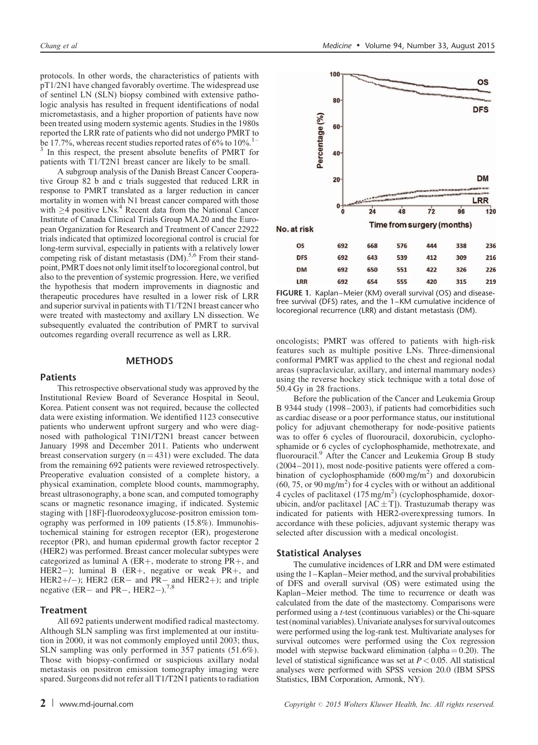protocols. In other words, the characteristics of patients with pT1/2N1 have changed favorably overtime. The widespread use of sentinel LN (SLN) biopsy combined with extensive pathologic analysis has resulted in frequent identifications of nodal micrometastasis, and a higher proportion of patients have now been treated using modern systemic agents. Studies in the 1980s reported the LRR rate of patients who did not undergo PMRT to be 17.7%, whereas recent studies reported rates of 6% to 10%.[1–3] In this respect, the present absolute benefits of PMRT for patients with T1/T2N1 breast cancer are likely to be small.

A subgroup analysis of the Danish Breast Cancer Cooperative Group 82 b and c trials suggested that reduced LRR in response to PMRT translated as a larger reduction in cancer mortality in women with N1 breast cancer compared with those with ≥4 positive LNs.[4] Recent data from the National Cancer Institute of Canada Clinical Trials Group MA.20 and the European Organization for Research and Treatment of Cancer 22922 trials indicated that optimized locoregional control is crucial for long-term survival, especially in patients with a relatively lower competing risk of distant metastasis (DM).[5,6] From their standpoint, PMRT does not only limit itself to locoregional control, but also to the prevention of systemic progression. Here, we verified the hypothesis that modern improvements in diagnostic and therapeutic procedures have resulted in a lower risk of LRR and superior survival in patients with T1/T2N1 breast cancer who were treated with mastectomy and axillary LN dissection. We subsequently evaluated the contribution of PMRT to survival outcomes regarding overall recurrence as well as LRR.

## METHODS

### Patients

This retrospective observational study was approved by the Institutional Review Board of Severance Hospital in Seoul, Korea. Patient consent was not required, because the collected data were existing information. We identified 1123 consecutive patients who underwent upfront surgery and who were diagnosed with pathological T1N1/T2N1 breast cancer between January 1998 and December 2011. Patients who underwent breast conservation surgery (n = 431) were excluded. The data from the remaining 692 patients were reviewed retrospectively. Preoperative evaluation consisted of a complete history, a physical examination, complete blood counts, mammography, breast ultrasonography, a bone scan, and computed tomography scans or magnetic resonance imaging, if indicated. Systemic staging with [18F]-fluorodeoxyglucose-positron emission tomography was performed in 109 patients (15.8%). Immunohistochemical staining for estrogen receptor (ER), progesterone receptor (PR), and human epidermal growth factor receptor 2 (HER2) was performed. Breast cancer molecular subtypes were categorized as luminal A (ER+, moderate to strong PR+, and HER2−); luminal B (ER+, negative or weak PR+, and HER2+/−); HER2 (ER− and PR− and HER2+); and triple negative (ER− and PR−, HER2−).[7,8]

### Treatment

All 692 patients underwent modified radical mastectomy. Although SLN sampling was first implemented at our institution in 2000, it was not commonly employed until 2003; thus, SLN sampling was only performed in 357 patients (51.6%). Those with biopsy-confirmed or suspicious axillary nodal metastasis on positron emission tomography imaging were spared. Surgeons did not refer all T1/T2N1 patients to radiation oncologists; PMRT was offered to patients with high-risk features such as multiple positive LNs. Three-dimensional conformal PMRT was applied to the chest and regional nodal areas (supraclavicular, axillary, and internal mammary nodes) using the reverse hockey stick technique with a total dose of 50.4 Gy in 28 fractions.

Before the publication of the Cancer and Leukemia Group B 9344 study (1998–2003), if patients had comorbidities such as cardiac disease or a poor performance status, our institutional policy for adjuvant chemotherapy for node-positive patients was to offer 6 cycles of fluorouracil, doxorubicin, cyclophosphamide or 6 cycles of cyclophosphamide, methotrexate, and fluorouracil.[9] After the Cancer and Leukemia Group B study (2004–2011), most node-positive patients were offered a combination of cyclophosphamide (600 mg/m$^2$) and doxorubicin (60, 75, or 90 mg/m$^2$) for 4 cycles with or without an additional 4 cycles of paclitaxel (175 mg/m$^2$) (cyclophosphamide, doxorubicin, and/or paclitaxel [AC ± T]). Trastuzumab therapy was indicated for patients with HER2-overexpressing tumors. In accordance with these policies, adjuvant systemic therapy was selected after discussion with a medical oncologist.

| No. at risk | 0 | 24 | 48 | 72 | 96 | 120 |
|---|---|---|---|---|---|---|
| OS | 692 | 668 | 576 | 444 | 338 | 236 |
| DFS | 692 | 643 | 539 | 412 | 309 | 216 |
| DM | 692 | 650 | 551 | 422 | 326 | 226 |
| LRR | 692 | 654 | 555 | 420 | 315 | 219 |

FIGURE 1. Kaplan–Meier (KM) overall survival (OS) and disease-free survival (DFS) rates, and the 1–KM cumulative incidence of locoregional recurrence (LRR) and distant metastasis (DM).

### Statistical Analyses

The cumulative incidences of LRR and DM were estimated using the 1–Kaplan–Meier method, and the survival probabilities of DFS and overall survival (OS) were estimated using the Kaplan–Meier method. The time to recurrence or death was calculated from the date of the mastectomy. Comparisons were performed using a *t*-test (continuous variables) or the Chi-square test (nominal variables). Univariate analyses for survival outcomes were performed using the log-rank test. Multivariate analyses for survival outcomes were performed using the Cox regression model with stepwise backward elimination (alpha = 0.20). The level of statistical significance was set at $P < 0.05$. All statistical analyses were performed with SPSS version 20.0 (IBM SPSS Statistics, IBM Corporation, Armonk, NY).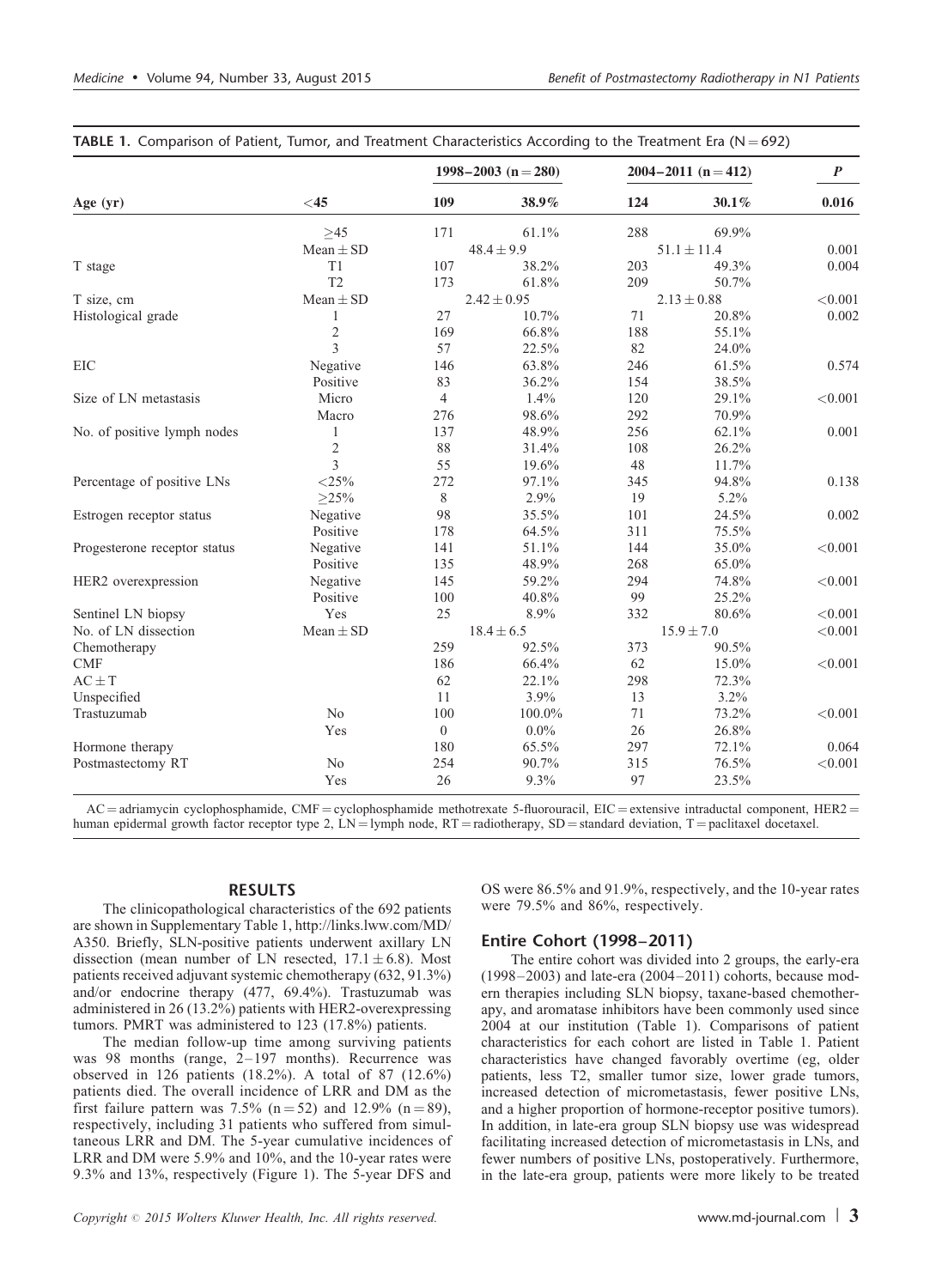**TABLE 1.** Comparison of Patient, Tumor, and Treatment Characteristics According to the Treatment Era (N = 692)

| Age (yr) | | 1998–2003 (n = 280) | | 2004–2011 (n = 412) | | *P* |
|---|---|---|---|---|---|---|
| | <45 | 109 | 38.9% | 124 | 30.1% | 0.016 |
| | ≥45 | 171 | 61.1% | 288 | 69.9% | |
| | Mean ± SD | 48.4 ± 9.9 | | 51.1 ± 11.4 | | 0.001 |
| T stage | T1 | 107 | 38.2% | 203 | 49.3% | 0.004 |
| | T2 | 173 | 61.8% | 209 | 50.7% | |
| T size, cm | Mean ± SD | 2.42 ± 0.95 | | 2.13 ± 0.88 | | <0.001 |
| Histological grade | 1 | 27 | 10.7% | 71 | 20.8% | 0.002 |
| | 2 | 169 | 66.8% | 188 | 55.1% | |
| | 3 | 57 | 22.5% | 82 | 24.0% | |
| EIC | Negative | 146 | 63.8% | 246 | 61.5% | 0.574 |
| | Positive | 83 | 36.2% | 154 | 38.5% | |
| Size of LN metastasis | Micro | 4 | 1.4% | 120 | 29.1% | <0.001 |
| | Macro | 276 | 98.6% | 292 | 70.9% | |
| No. of positive lymph nodes | 1 | 137 | 48.9% | 256 | 62.1% | 0.001 |
| | 2 | 88 | 31.4% | 108 | 26.2% | |
| | 3 | 55 | 19.6% | 48 | 11.7% | |
| Percentage of positive LNs | <25% | 272 | 97.1% | 345 | 94.8% | 0.138 |
| | ≥25% | 8 | 2.9% | 19 | 5.2% | |
| Estrogen receptor status | Negative | 98 | 35.5% | 101 | 24.5% | 0.002 |
| | Positive | 178 | 64.5% | 311 | 75.5% | |
| Progesterone receptor status | Negative | 141 | 51.1% | 144 | 35.0% | <0.001 |
| | Positive | 135 | 48.9% | 268 | 65.0% | |
| HER2 overexpression | Negative | 145 | 59.2% | 294 | 74.8% | <0.001 |
| | Positive | 100 | 40.8% | 99 | 25.2% | |
| Sentinel LN biopsy | Yes | 25 | 8.9% | 332 | 80.6% | <0.001 |
| No. of LN dissection | Mean ± SD | 18.4 ± 6.5 | | 15.9 ± 7.0 | | <0.001 |
| Chemotherapy | | 259 | 92.5% | 373 | 90.5% | |
| CMF | | 186 | 66.4% | 62 | 15.0% | <0.001 |
| AC ± T | | 62 | 22.1% | 298 | 72.3% | |
| Unspecified | | 11 | 3.9% | 13 | 3.2% | |
| Trastuzumab | No | 100 | 100.0% | 71 | 73.2% | <0.001 |
| | Yes | 0 | 0.0% | 26 | 26.8% | |
| Hormone therapy | | 180 | 65.5% | 297 | 72.1% | 0.064 |
| Postmastectomy RT | No | 254 | 90.7% | 315 | 76.5% | <0.001 |
| | Yes | 26 | 9.3% | 97 | 23.5% | |

AC = adriamycin cyclophosphamide, CMF = cyclophosphamide methotrexate 5-fluorouracil, EIC = extensive intraductal component, HER2 = human epidermal growth factor receptor type 2, LN = lymph node, RT = radiotherapy, SD = standard deviation, T = paclitaxel docetaxel.

## RESULTS

The clinicopathological characteristics of the 692 patients are shown in Supplementary Table 1, http://links.lww.com/MD/A350. Briefly, SLN-positive patients underwent axillary LN dissection (mean number of LN resected, 17.1 ± 6.8). Most patients received adjuvant systemic chemotherapy (632, 91.3%) and/or endocrine therapy (477, 69.4%). Trastuzumab was administered in 26 (13.2%) patients with HER2-overexpressing tumors. PMRT was administered to 123 (17.8%) patients.

The median follow-up time among surviving patients was 98 months (range, 2–197 months). Recurrence was observed in 126 patients (18.2%). A total of 87 (12.6%) patients died. The overall incidence of LRR and DM as the first failure pattern was 7.5% (n = 52) and 12.9% (n = 89), respectively, including 31 patients who suffered from simultaneous LRR and DM. The 5-year cumulative incidences of LRR and DM were 5.9% and 10%, and the 10-year rates were 9.3% and 13%, respectively (Figure 1). The 5-year DFS and OS were 86.5% and 91.9%, respectively, and the 10-year rates were 79.5% and 86%, respectively.

### Entire Cohort (1998–2011)

The entire cohort was divided into 2 groups, the early-era (1998–2003) and late-era (2004–2011) cohorts, because modern therapies including SLN biopsy, taxane-based chemotherapy, and aromatase inhibitors have been commonly used since 2004 at our institution (Table 1). Comparisons of patient characteristics for each cohort are listed in Table 1. Patient characteristics have changed favorably overtime (eg, older patients, less T2, smaller tumor size, lower grade tumors, increased detection of micrometastasis, fewer positive LNs, and a higher proportion of hormone-receptor positive tumors). In addition, in late-era group SLN biopsy use was widespread facilitating increased detection of micrometastasis in LNs, and fewer numbers of positive LNs, postoperatively. Furthermore, in the late-era group, patients were more likely to be treated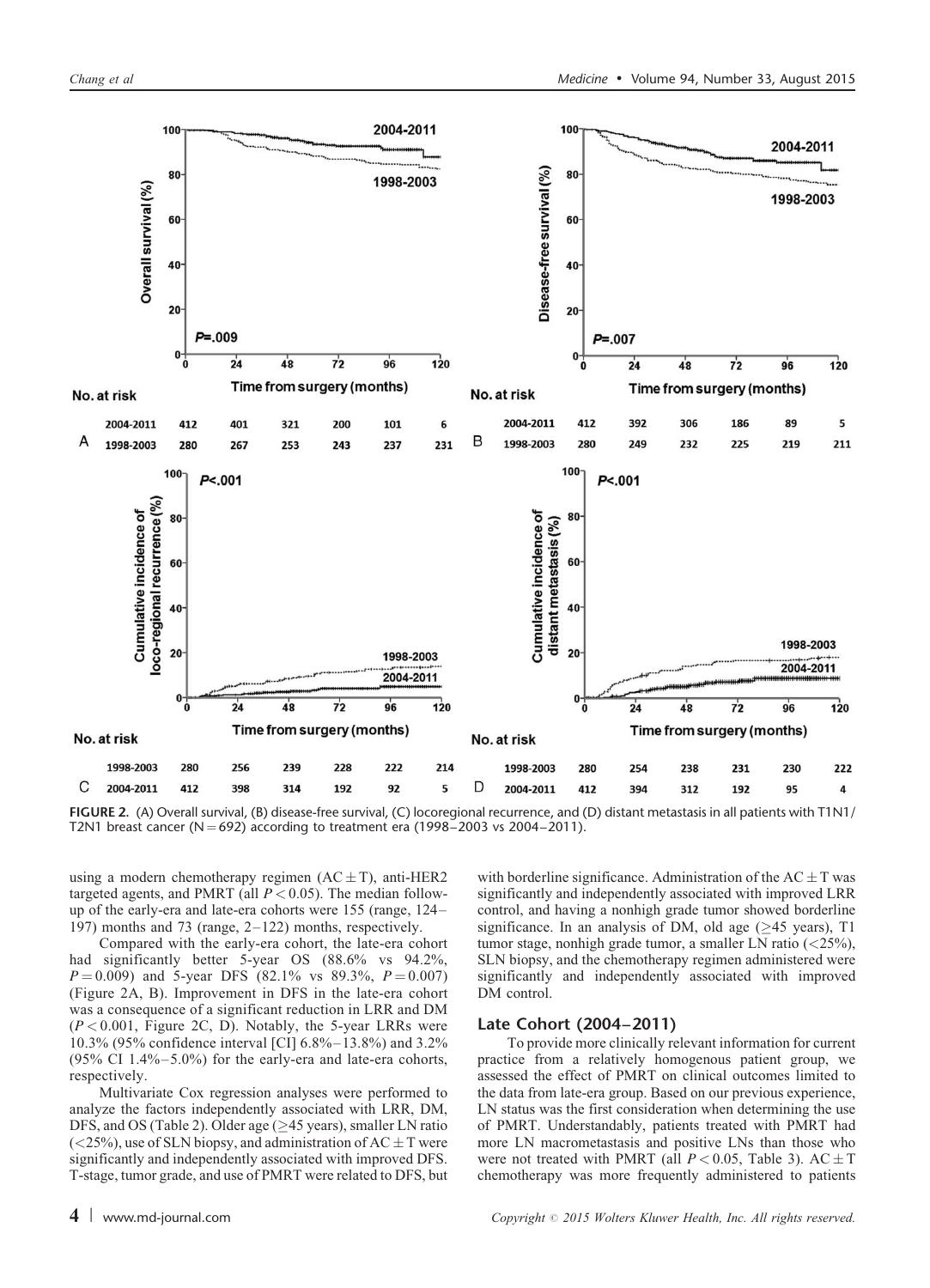FIGURE 2. (A) Overall survival, (B) disease-free survival, (C) locoregional recurrence, and (D) distant metastasis in all patients with T1N1/T2N1 breast cancer (N = 692) according to treatment era (1998–2003 vs 2004–2011).

using a modern chemotherapy regimen (AC ± T), anti-HER2 targeted agents, and PMRT (all $P < 0.05$). The median follow-up of the early-era and late-era cohorts were 155 (range, 124–197) months and 73 (range, 2–122) months, respectively.

Compared with the early-era cohort, the late-era cohort had significantly better 5-year OS (88.6% vs 94.2%, $P = 0.009$) and 5-year DFS (82.1% vs 89.3%, $P = 0.007$) (Figure 2A, B). Improvement in DFS in the late-era cohort was a consequence of a significant reduction in LRR and DM ($P < 0.001$, Figure 2C, D). Notably, the 5-year LRRs were 10.3% (95% confidence interval [CI] 6.8%–13.8%) and 3.2% (95% CI 1.4%–5.0%) for the early-era and late-era cohorts, respectively.

Multivariate Cox regression analyses were performed to analyze the factors independently associated with LRR, DM, DFS, and OS (Table 2). Older age (≥45 years), smaller LN ratio (<25%), use of SLN biopsy, and administration of AC ± T were significantly and independently associated with improved DFS. T-stage, tumor grade, and use of PMRT were related to DFS, but with borderline significance. Administration of the AC ± T was significantly and independently associated with improved LRR control, and having a nonhigh grade tumor showed borderline significance. In an analysis of DM, old age (≥45 years), T1 tumor stage, nonhigh grade tumor, a smaller LN ratio (<25%), SLN biopsy, and the chemotherapy regimen administered were significantly and independently associated with improved DM control.

## Late Cohort (2004–2011)

To provide more clinically relevant information for current practice from a relatively homogenous patient group, we assessed the effect of PMRT on clinical outcomes limited to the data from late-era group. Based on our previous experience, LN status was the first consideration when determining the use of PMRT. Understandably, patients treated with PMRT had more LN macrometastasis and positive LNs than those who were not treated with PMRT (all $P < 0.05$, Table 3). AC ± T chemotherapy was more frequently administered to patients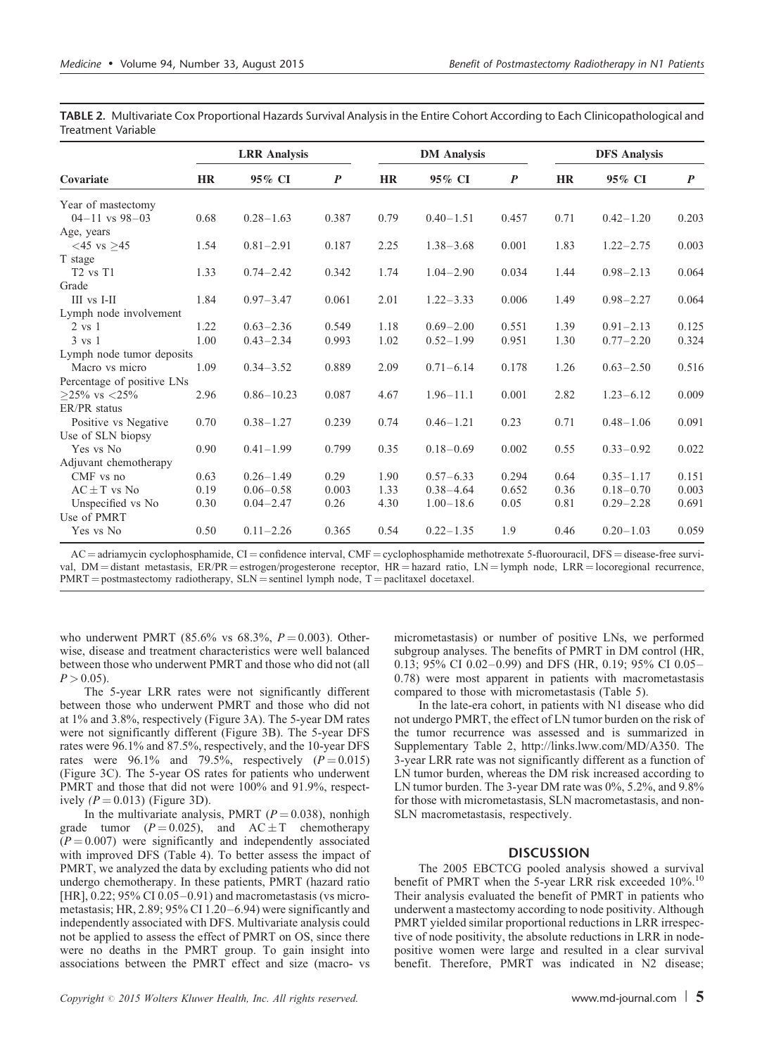**TABLE 2.** Multivariate Cox Proportional Hazards Survival Analysis in the Entire Cohort According to Each Clinicopathological and Treatment Variable

| | LRR Analysis | | | DM Analysis | | | DFS Analysis | | |
|---|---|---|---|---|---|---|---|---|---|
| **Covariate** | **HR** | **95% CI** | ***P*** | **HR** | **95% CI** | ***P*** | **HR** | **95% CI** | ***P*** |
| Year of mastectomy | | | | | | | | | |
| 04–11 vs 98–03 | 0.68 | 0.28–1.63 | 0.387 | 0.79 | 0.40–1.51 | 0.457 | 0.71 | 0.42–1.20 | 0.203 |
| Age, years | | | | | | | | | |
| <45 vs ≥45 | 1.54 | 0.81–2.91 | 0.187 | 2.25 | 1.38–3.68 | 0.001 | 1.83 | 1.22–2.75 | 0.003 |
| T stage | | | | | | | | | |
| T2 vs T1 | 1.33 | 0.74–2.42 | 0.342 | 1.74 | 1.04–2.90 | 0.034 | 1.44 | 0.98–2.13 | 0.064 |
| Grade | | | | | | | | | |
| III vs I-II | 1.84 | 0.97–3.47 | 0.061 | 2.01 | 1.22–3.33 | 0.006 | 1.49 | 0.98–2.27 | 0.064 |
| Lymph node involvement | | | | | | | | | |
| 2 vs 1 | 1.22 | 0.63–2.36 | 0.549 | 1.18 | 0.69–2.00 | 0.551 | 1.39 | 0.91–2.13 | 0.125 |
| 3 vs 1 | 1.00 | 0.43–2.34 | 0.993 | 1.02 | 0.52–1.99 | 0.951 | 1.30 | 0.77–2.20 | 0.324 |
| Lymph node tumor deposits | | | | | | | | | |
| Macro vs micro | 1.09 | 0.34–3.52 | 0.889 | 2.09 | 0.71–6.14 | 0.178 | 1.26 | 0.63–2.50 | 0.516 |
| Percentage of positive LNs | | | | | | | | | |
| ≥25% vs <25% | 2.96 | 0.86–10.23 | 0.087 | 4.67 | 1.96–11.1 | 0.001 | 2.82 | 1.23–6.12 | 0.009 |
| ER/PR status | | | | | | | | | |
| Positive vs Negative | 0.70 | 0.38–1.27 | 0.239 | 0.74 | 0.46–1.21 | 0.23 | 0.71 | 0.48–1.06 | 0.091 |
| Use of SLN biopsy | | | | | | | | | |
| Yes vs No | 0.90 | 0.41–1.99 | 0.799 | 0.35 | 0.18–0.69 | 0.002 | 0.55 | 0.33–0.92 | 0.022 |
| Adjuvant chemotherapy | | | | | | | | | |
| CMF vs no | 0.63 | 0.26–1.49 | 0.29 | 1.90 | 0.57–6.33 | 0.294 | 0.64 | 0.35–1.17 | 0.151 |
| AC ± T vs No | 0.19 | 0.06–0.58 | 0.003 | 1.33 | 0.38–4.64 | 0.652 | 0.36 | 0.18–0.70 | 0.003 |
| Unspecified vs No | 0.30 | 0.04–2.47 | 0.26 | 4.30 | 1.00–18.6 | 0.05 | 0.81 | 0.29–2.28 | 0.691 |
| Use of PMRT | | | | | | | | | |
| Yes vs No | 0.50 | 0.11–2.26 | 0.365 | 0.54 | 0.22–1.35 | 1.9 | 0.46 | 0.20–1.03 | 0.059 |

AC = adriamycin cyclophosphamide, CI = confidence interval, CMF = cyclophosphamide methotrexate 5-fluorouracil, DFS = disease-free survival, DM = distant metastasis, ER/PR = estrogen/progesterone receptor, HR = hazard ratio, LN = lymph node, LRR = locoregional recurrence, PMRT = postmastectomy radiotherapy, SLN = sentinel lymph node, T = paclitaxel docetaxel.

who underwent PMRT (85.6% vs 68.3%, $P = 0.003$). Otherwise, disease and treatment characteristics were well balanced between those who underwent PMRT and those who did not (all $P > 0.05$).

The 5-year LRR rates were not significantly different between those who underwent PMRT and those who did not at 1% and 3.8%, respectively (Figure 3A). The 5-year DM rates were not significantly different (Figure 3B). The 5-year DFS rates were 96.1% and 87.5%, respectively, and the 10-year DFS rates were 96.1% and 79.5%, respectively ($P = 0.015$) (Figure 3C). The 5-year OS rates for patients who underwent PMRT and those that did not were 100% and 91.9%, respectively ($P = 0.013$) (Figure 3D).

In the multivariate analysis, PMRT ($P = 0.038$), nonhigh grade tumor ($P = 0.025$), and AC ± T chemotherapy ($P = 0.007$) were significantly and independently associated with improved DFS (Table 4). To better assess the impact of PMRT, we analyzed the data by excluding patients who did not undergo chemotherapy. In these patients, PMRT (hazard ratio [HR], 0.22; 95% CI 0.05–0.91) and macrometastasis (vs micrometastasis; HR, 2.89; 95% CI 1.20–6.94) were significantly and independently associated with DFS. Multivariate analysis could not be applied to assess the effect of PMRT on OS, since there were no deaths in the PMRT group. To gain insight into associations between the PMRT effect and size (macro- vs micrometastasis) or number of positive LNs, we performed subgroup analyses. The benefits of PMRT in DM control (HR, 0.13; 95% CI 0.02–0.99) and DFS (HR, 0.19; 95% CI 0.05–0.78) were most apparent in patients with macrometastasis compared to those with micrometastasis (Table 5).

In the late-era cohort, in patients with N1 disease who did not undergo PMRT, the effect of LN tumor burden on the risk of the tumor recurrence was assessed and is summarized in Supplementary Table 2, http://links.lww.com/MD/A350. The 3-year LRR rate was not significantly different as a function of LN tumor burden, whereas the DM risk increased according to LN tumor burden. The 3-year DM rate was 0%, 5.2%, and 9.8% for those with micrometastasis, SLN macrometastasis, and non-SLN macrometastasis, respectively.

## DISCUSSION

The 2005 EBCTCG pooled analysis showed a survival benefit of PMRT when the 5-year LRR risk exceeded 10%.[10] Their analysis evaluated the benefit of PMRT in patients who underwent a mastectomy according to node positivity. Although PMRT yielded similar proportional reductions in LRR irrespective of node positivity, the absolute reductions in LRR in node-positive women were large and resulted in a clear survival benefit. Therefore, PMRT was indicated in N2 disease;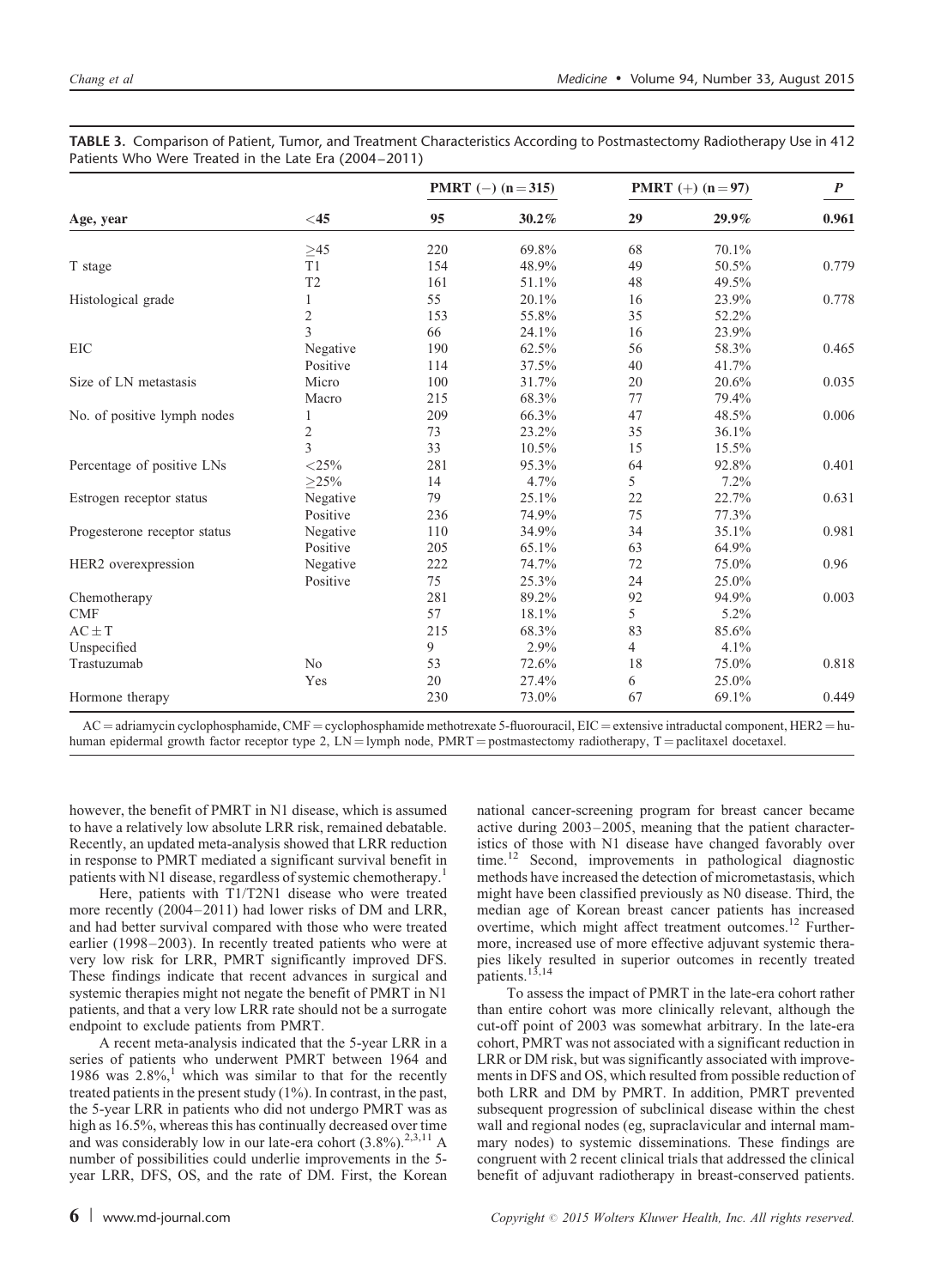**TABLE 3.** Comparison of Patient, Tumor, and Treatment Characteristics According to Postmastectomy Radiotherapy Use in 412 Patients Who Were Treated in the Late Era (2004–2011)

| | | **PMRT (−) (n = 315)** | | **PMRT (+) (n = 97)** | | ***P*** |
|---|---|---|---|---|---|---|
| **Age, year** | **<45** | **95** | **30.2%** | **29** | **29.9%** | **0.961** |
| | ≥45 | 220 | 69.8% | 68 | 70.1% | |
| T stage | T1 | 154 | 48.9% | 49 | 50.5% | 0.779 |
| | T2 | 161 | 51.1% | 48 | 49.5% | |
| Histological grade | 1 | 55 | 20.1% | 16 | 23.9% | 0.778 |
| | 2 | 153 | 55.8% | 35 | 52.2% | |
| | 3 | 66 | 24.1% | 16 | 23.9% | |
| EIC | Negative | 190 | 62.5% | 56 | 58.3% | 0.465 |
| | Positive | 114 | 37.5% | 40 | 41.7% | |
| Size of LN metastasis | Micro | 100 | 31.7% | 20 | 20.6% | 0.035 |
| | Macro | 215 | 68.3% | 77 | 79.4% | |
| No. of positive lymph nodes | 1 | 209 | 66.3% | 47 | 48.5% | 0.006 |
| | 2 | 73 | 23.2% | 35 | 36.1% | |
| | 3 | 33 | 10.5% | 15 | 15.5% | |
| Percentage of positive LNs | <25% | 281 | 95.3% | 64 | 92.8% | 0.401 |
| | ≥25% | 14 | 4.7% | 5 | 7.2% | |
| Estrogen receptor status | Negative | 79 | 25.1% | 22 | 22.7% | 0.631 |
| | Positive | 236 | 74.9% | 75 | 77.3% | |
| Progesterone receptor status | Negative | 110 | 34.9% | 34 | 35.1% | 0.981 |
| | Positive | 205 | 65.1% | 63 | 64.9% | |
| HER2 overexpression | Negative | 222 | 74.7% | 72 | 75.0% | 0.96 |
| | Positive | 75 | 25.3% | 24 | 25.0% | |
| Chemotherapy | | 281 | 89.2% | 92 | 94.9% | 0.003 |
| CMF | | 57 | 18.1% | 5 | 5.2% | |
| AC ± T | | 215 | 68.3% | 83 | 85.6% | |
| Unspecified | | 9 | 2.9% | 4 | 4.1% | |
| Trastuzumab | No | 53 | 72.6% | 18 | 75.0% | 0.818 |
| | Yes | 20 | 27.4% | 6 | 25.0% | |
| Hormone therapy | | 230 | 73.0% | 67 | 69.1% | 0.449 |

AC = adriamycin cyclophosphamide, CMF = cyclophosphamide methotrexate 5-fluorouracil, EIC = extensive intraductal component, HER2 = human epidermal growth factor receptor type 2, LN = lymph node, PMRT = postmastectomy radiotherapy, T = paclitaxel docetaxel.

however, the benefit of PMRT in N1 disease, which is assumed to have a relatively low absolute LRR risk, remained debatable. Recently, an updated meta-analysis showed that LRR reduction in response to PMRT mediated a significant survival benefit in patients with N1 disease, regardless of systemic chemotherapy.[1]

Here, patients with T1/T2N1 disease who were treated more recently (2004–2011) had lower risks of DM and LRR, and had better survival compared with those who were treated earlier (1998–2003). In recently treated patients who were at very low risk for LRR, PMRT significantly improved DFS. These findings indicate that recent advances in surgical and systemic therapies might not negate the benefit of PMRT in N1 patients, and that a very low LRR rate should not be a surrogate endpoint to exclude patients from PMRT.

A recent meta-analysis indicated that the 5-year LRR in a series of patients who underwent PMRT between 1964 and 1986 was 2.8%,[1] which was similar to that for the recently treated patients in the present study (1%). In contrast, in the past, the 5-year LRR in patients who did not undergo PMRT was as high as 16.5%, whereas this has continually decreased over time and was considerably low in our late-era cohort (3.8%).[2,3,11] A number of possibilities could underlie improvements in the 5-year LRR, DFS, OS, and the rate of DM. First, the Korean national cancer-screening program for breast cancer became active during 2003–2005, meaning that the patient characteristics of those with N1 disease have changed favorably over time.[12] Second, improvements in pathological diagnostic methods have increased the detection of micrometastasis, which might have been classified previously as N0 disease. Third, the median age of Korean breast cancer patients has increased overtime, which might affect treatment outcomes.[12] Furthermore, increased use of more effective adjuvant systemic therapies likely resulted in superior outcomes in recently treated patients.[13,14]

To assess the impact of PMRT in the late-era cohort rather than entire cohort was more clinically relevant, although the cut-off point of 2003 was somewhat arbitrary. In the late-era cohort, PMRT was not associated with a significant reduction in LRR or DM risk, but was significantly associated with improvements in DFS and OS, which resulted from possible reduction of both LRR and DM by PMRT. In addition, PMRT prevented subsequent progression of subclinical disease within the chest wall and regional nodes (eg, supraclavicular and internal mammary nodes) to systemic disseminations. These findings are congruent with 2 recent clinical trials that addressed the clinical benefit of adjuvant radiotherapy in breast-conserved patients.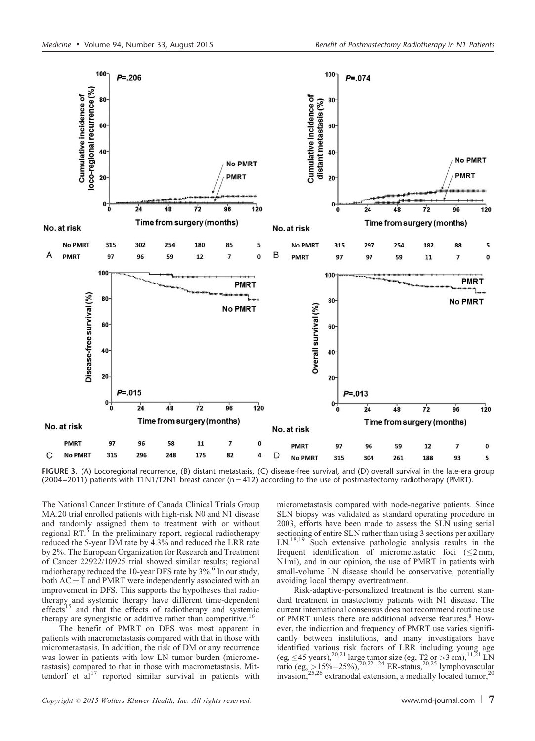FIGURE 3. (A) Locoregional recurrence, (B) distant metastasis, (C) disease-free survival, and (D) overall survival in the late-era group (2004–2011) patients with T1N1/T2N1 breast cancer (n = 412) according to the use of postmastectomy radiotherapy (PMRT).

The National Cancer Institute of Canada Clinical Trials Group MA.20 trial enrolled patients with high-risk N0 and N1 disease and randomly assigned them to treatment with or without regional RT.[5] In the preliminary report, regional radiotherapy reduced the 5-year DM rate by 4.3% and reduced the LRR rate by 2%. The European Organization for Research and Treatment of Cancer 22922/10925 trial showed similar results; regional radiotherapy reduced the 10-year DFS rate by 3%.[6] In our study, both AC ± T and PMRT were independently associated with an improvement in DFS. This supports the hypotheses that radiotherapy and systemic therapy have different time-dependent effects[15] and that the effects of radiotherapy and systemic therapy are synergistic or additive rather than competitive.[16]

The benefit of PMRT on DFS was most apparent in patients with macrometastasis compared with that in those with micrometastasis. In addition, the risk of DM or any recurrence was lower in patients with low LN tumor burden (micrometastasis) compared to that in those with macrometastasis. Mittendorf et al[17] reported similar survival in patients with micrometastasis compared with node-negative patients. Since SLN biopsy was validated as standard operating procedure in 2003, efforts have been made to assess the SLN using serial sectioning of entire SLN rather than using 3 sections per axillary LN.[18,19] Such extensive pathologic analysis results in the frequent identification of micrometastatic foci (≤2 mm, N1mi), and in our opinion, the use of PMRT in patients with small-volume LN disease should be conservative, potentially avoiding local therapy overtreatment.

Risk-adaptive-personalized treatment is the current standard treatment in mastectomy patients with N1 disease. The current international consensus does not recommend routine use of PMRT unless there are additional adverse features.[8] However, the indication and frequency of PMRT use varies significantly between institutions, and many investigators have identified various risk factors of LRR including young age (eg, ≤45 years),[20,21] large tumor size (eg, T2 or >3 cm),[11,21] LN ratio (eg, >15%–25%),[20,22–24] ER-status,[20,25] lymphovascular invasion,[25,26] extranodal extension, a medially located tumor,[20]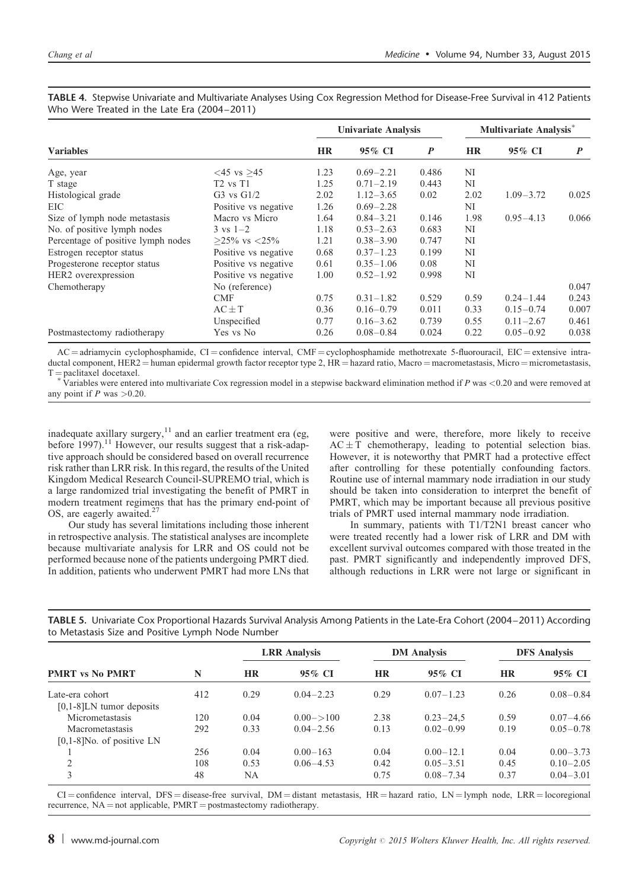**TABLE 4.** Stepwise Univariate and Multivariate Analyses Using Cox Regression Method for Disease-Free Survival in 412 Patients Who Were Treated in the Late Era (2004–2011)

| Variables | | Univariate Analysis | | | Multivariate Analysis* | | |
|---|---|---|---|---|---|---|---|
| | | HR | 95% CI | P | HR | 95% CI | P |
| Age, year | <45 vs ≥45 | 1.23 | 0.69–2.21 | 0.486 | NI | | |
| T stage | T2 vs T1 | 1.25 | 0.71–2.19 | 0.443 | NI | | |
| Histological grade | G3 vs G1/2 | 2.02 | 1.12–3.65 | 0.02 | 2.02 | 1.09–3.72 | 0.025 |
| EIC | Positive vs negative | 1.26 | 0.69–2.28 | | NI | | |
| Size of lymph node metastasis | Macro vs Micro | 1.64 | 0.84–3.21 | 0.146 | 1.98 | 0.95–4.13 | 0.066 |
| No. of positive lymph nodes | 3 vs 1–2 | 1.18 | 0.53–2.63 | 0.683 | NI | | |
| Percentage of positive lymph nodes | ≥25% vs <25% | 1.21 | 0.38–3.90 | 0.747 | NI | | |
| Estrogen receptor status | Positive vs negative | 0.68 | 0.37–1.23 | 0.199 | NI | | |
| Progesterone receptor status | Positive vs negative | 0.61 | 0.35–1.06 | 0.08 | NI | | |
| HER2 overexpression | Positive vs negative | 1.00 | 0.52–1.92 | 0.998 | NI | | |
| Chemotherapy | No (reference) | | | | | | 0.047 |
| | CMF | 0.75 | 0.31–1.82 | 0.529 | 0.59 | 0.24–1.44 | 0.243 |
| | AC ± T | 0.36 | 0.16–0.79 | 0.011 | 0.33 | 0.15–0.74 | 0.007 |
| | Unspecified | 0.77 | 0.16–3.62 | 0.739 | 0.55 | 0.11–2.67 | 0.461 |
| Postmastectomy radiotherapy | Yes vs No | 0.26 | 0.08–0.84 | 0.024 | 0.22 | 0.05–0.92 | 0.038 |

AC = adriamycin cyclophosphamide, CI = confidence interval, CMF = cyclophosphamide methotrexate 5-fluorouracil, EIC = extensive intraductal component, HER2 = human epidermal growth factor receptor type 2, HR = hazard ratio, Macro = macrometastasis, Micro = micrometastasis, T = paclitaxel docetaxel.

* Variables were entered into multivariate Cox regression model in a stepwise backward elimination method if P was <0.20 and were removed at any point if P was >0.20.

inadequate axillary surgery,[11] and an earlier treatment era (eg, before 1997).[11] However, our results suggest that a risk-adaptive approach should be considered based on overall recurrence risk rather than LRR risk. In this regard, the results of the United Kingdom Medical Research Council-SUPREMO trial, which is a large randomized trial investigating the benefit of PMRT in modern treatment regimens that has the primary end-point of OS, are eagerly awaited.[27]

Our study has several limitations including those inherent in retrospective analysis. The statistical analyses are incomplete because multivariate analysis for LRR and OS could not be performed because none of the patients undergoing PMRT died. In addition, patients who underwent PMRT had more LNs that were positive and were, therefore, more likely to receive AC ± T chemotherapy, leading to potential selection bias. However, it is noteworthy that PMRT had a protective effect after controlling for these potentially confounding factors. Routine use of internal mammary node irradiation in our study should be taken into consideration to interpret the benefit of PMRT, which may be important because all previous positive trials of PMRT used internal mammary node irradiation.

In summary, patients with T1/T2N1 breast cancer who were treated recently had a lower risk of LRR and DM with excellent survival outcomes compared with those treated in the past. PMRT significantly and independently improved DFS, although reductions in LRR were not large or significant in

**TABLE 5.** Univariate Cox Proportional Hazards Survival Analysis Among Patients in the Late-Era Cohort (2004–2011) According to Metastasis Size and Positive Lymph Node Number

| PMRT vs No PMRT | N | LRR Analysis | | DM Analysis | | DFS Analysis | |
|---|---|---|---|---|---|---|---|
| | | HR | 95% CI | HR | 95% CI | HR | 95% CI |
| Late-era cohort | 412 | 0.29 | 0.04–2.23 | 0.29 | 0.07–1.23 | 0.26 | 0.08–0.84 |
| [0,1-8]LN tumor deposits | | | | | | | |
| Micrometastasis | 120 | 0.04 | 0.00–>100 | 2.38 | 0.23–24,5 | 0.59 | 0.07–4.66 |
| Macrometastasis | 292 | 0.33 | 0.04–2.56 | 0.13 | 0.02–0.99 | 0.19 | 0.05–0.78 |
| [0,1-8]No. of positive LN | | | | | | | |
| 1 | 256 | 0.04 | 0.00–163 | 0.04 | 0.00–12.1 | 0.04 | 0.00–3.73 |
| 2 | 108 | 0.53 | 0.06–4.53 | 0.42 | 0.05–3.51 | 0.45 | 0.10–2.05 |
| 3 | 48 | NA | | 0.75 | 0.08–7.34 | 0.37 | 0.04–3.01 |

CI = confidence interval, DFS = disease-free survival, DM = distant metastasis, HR = hazard ratio, LN = lymph node, LRR = locoregional recurrence, NA = not applicable, PMRT = postmastectomy radiotherapy.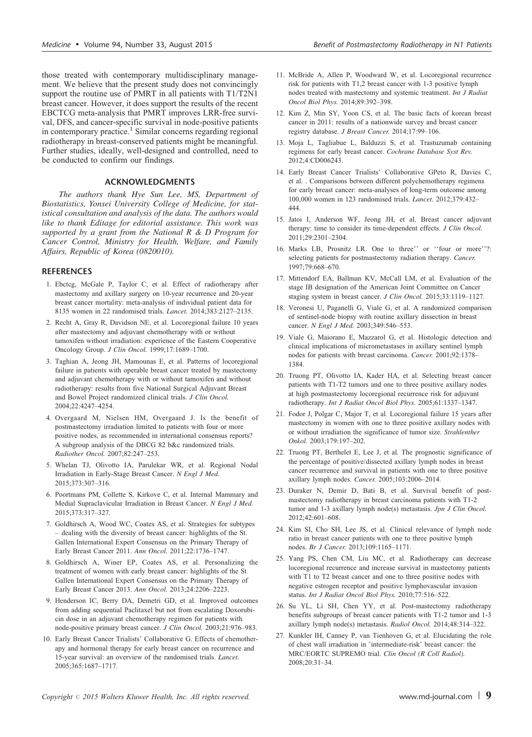those treated with contemporary multidisciplinary management. We believe that the present study does not convincingly support the routine use of PMRT in all patients with T1/T2N1 breast cancer. However, it does support the results of the recent EBCTCG meta-analysis that PMRT improves LRR-free survival, DFS, and cancer-specific survival in node-positive patients in contemporary practice.[1] Similar concerns regarding regional radiotherapy in breast-conserved patients might be meaningful. Further studies, ideally, well-designed and controlled, need to be conducted to confirm our findings.

## ACKNOWLEDGMENTS

*The authors thank Hye Sun Lee, MS, Department of Biostatistics, Yonsei University College of Medicine, for statistical consultation and analysis of the data. The authors would like to thank Editage for editorial assistance. This work was supported by a grant from the National R & D Program for Cancer Control, Ministry for Health, Welfare, and Family Affairs, Republic of Korea (0820010).*

## REFERENCES

1. Ebctcg, McGale P, Taylor C, et al. Effect of radiotherapy after mastectomy and axillary surgery on 10-year recurrence and 20-year breast cancer mortality: meta-analysis of individual patient data for 8135 women in 22 randomised trials. *Lancet.* 2014;383:2127–2135.
2. Recht A, Gray R, Davidson NE, et al. Locoregional failure 10 years after mastectomy and adjuvant chemotherapy with or without tamoxifen without irradiation: experience of the Eastern Cooperative Oncology Group. *J Clin Oncol.* 1999;17:1689–1700.
3. Taghian A, Jeong JH, Mamounas E, et al. Patterns of locoregional failure in patients with operable breast cancer treated by mastectomy and adjuvant chemotherapy with or without tamoxifen and without radiotherapy: results from five National Surgical Adjuvant Breast and Bowel Project randomized clinical trials. *J Clin Oncol.* 2004;22:4247–4254.
4. Overgaard M, Nielsen HM, Overgaard J. Is the benefit of postmastectomy irradiation limited to patients with four or more positive nodes, as recommended in international consensus reports? A subgroup analysis of the DBCG 82 b&c randomized trials. *Radiother Oncol.* 2007;82:247–253.
5. Whelan TJ, Olivotto IA, Parulekar WR, et al. Regional Nodal Irradiation in Early-Stage Breast Cancer. *N Engl J Med.* 2015;373:307–316.
6. Poortmans PM, Collette S, Kirkove C, et al. Internal Mammary and Medial Supraclavicular Irradiation in Breast Cancer. *N Engl J Med.* 2015;373:317–327.
7. Goldhirsch A, Wood WC, Coates AS, et al. Strategies for subtypes – dealing with the diversity of breast cancer: highlights of the St. Gallen International Expert Consensus on the Primary Therapy of Early Breast Cancer 2011. *Ann Oncol.* 2011;22:1736–1747.
8. Goldhirsch A, Winer EP, Coates AS, et al. Personalizing the treatment of women with early breast cancer: highlights of the St Gallen International Expert Consensus on the Primary Therapy of Early Breast Cancer 2013. *Ann Oncol.* 2013;24:2206–2223.
9. Henderson IC, Berry DA, Demetri GD, et al. Improved outcomes from adding sequential Paclitaxel but not from escalating Doxorubicin dose in an adjuvant chemotherapy regimen for patients with node-positive primary breast cancer. *J Clin Oncol.* 2003;21:976–983.
10. Early Breast Cancer Trialists' Collaborative G. Effects of chemotherapy and hormonal therapy for early breast cancer on recurrence and 15-year survival: an overview of the randomised trials. *Lancet.* 2005;365:1687–1717.
11. McBride A, Allen P, Woodward W, et al. Locoregional recurrence risk for patients with T1,2 breast cancer with 1-3 positive lymph nodes treated with mastectomy and systemic treatment. *Int J Radiat Oncol Biol Phys.* 2014;89:392–398.
12. Kim Z, Min SY, Yoon CS, et al. The basic facts of korean breast cancer in 2011: results of a nationwide survey and breast cancer registry database. *J Breast Cancer.* 2014;17:99–106.
13. Moja L, Tagliabue L, Balduzzi S, et al. Trastuzumab containing regimens for early breast cancer. *Cochrane Database Syst Rev.* 2012;4:CD006243.
14. Early Breast Cancer Trialists' Collaborative GPeto R, Davies C, et al. . Comparisons between different polychemotherapy regimens for early breast cancer: meta-analyses of long-term outcome among 100,000 women in 123 randomised trials. *Lancet.* 2012;379:432–444.
15. Jatoi I, Anderson WF, Jeong JH, et al. Breast cancer adjuvant therapy: time to consider its time-dependent effects. *J Clin Oncol.* 2011;29:2301–2304.
16. Marks LB, Prosnitz LR. One to three'' or ''four or more''?: selecting patients for postmastectomy radiation therapy. *Cancer.* 1997;79:668–670.
17. Mittendorf EA, Ballman KV, McCall LM, et al. Evaluation of the stage IB designation of the American Joint Committee on Cancer staging system in breast cancer. *J Clin Oncol.* 2015;33:1119–1127.
18. Veronesi U, Paganelli G, Viale G, et al. A randomized comparison of sentinel-node biopsy with routine axillary dissection in breast cancer. *N Engl J Med.* 2003;349:546–553.
19. Viale G, Maiorano E, Mazzarol G, et al. Histologic detection and clinical implications of micrometastases in axillary sentinel lymph nodes for patients with breast carcinoma. *Cancer.* 2001;92:1378–1384.
20. Truong PT, Olivotto IA, Kader HA, et al. Selecting breast cancer patients with T1-T2 tumors and one to three positive axillary nodes at high postmastectomy locoregional recurrence risk for adjuvant radiotherapy. *Int J Radiat Oncol Biol Phys.* 2005;61:1337–1347.
21. Fodor J, Polgar C, Major T, et al. Locoregional failure 15 years after mastectomy in women with one to three positive axillary nodes with or without irradiation the significance of tumor size. *Strahlenther Onkol.* 2003;179:197–202.
22. Truong PT, Berthelet E, Lee J, et al. The prognostic significance of the percentage of positive/dissected axillary lymph nodes in breast cancer recurrence and survival in patients with one to three positive axillary lymph nodes. *Cancer.* 2005;103:2006–2014.
23. Duraker N, Demir D, Bati B, et al. Survival benefit of postmastectomy radiotherapy in breast carcinoma patients with T1-2 tumor and 1-3 axillary lymph node(s) metastasis. *Jpn J Clin Oncol.* 2012;42:601–608.
24. Kim SI, Cho SH, Lee JS, et al. Clinical relevance of lymph node ratio in breast cancer patients with one to three positive lymph nodes. *Br J Cancer.* 2013;109:1165–1171.
25. Yang PS, Chen CM, Liu MC, et al. Radiotherapy can decrease locoregional recurrence and increase survival in mastectomy patients with T1 to T2 breast cancer and one to three positive nodes with negative estrogen receptor and positive lymphovascular invasion status. *Int J Radiat Oncol Biol Phys.* 2010;77:516–522.
26. Su YL, Li SH, Chen YY, et al. Post-mastectomy radiotherapy benefits subgroups of breast cancer patients with T1-2 tumor and 1-3 axillary lymph node(s) metastasis. *Radiol Oncol.* 2014;48:314–322.
27. Kunkler IH, Canney P, van Tienhoven G, et al. Elucidating the role of chest wall irradiation in 'intermediate-risk' breast cancer: the MRC/EORTC SUPREMO trial. *Clin Oncol (R Coll Radiol).* 2008;20:31–34.